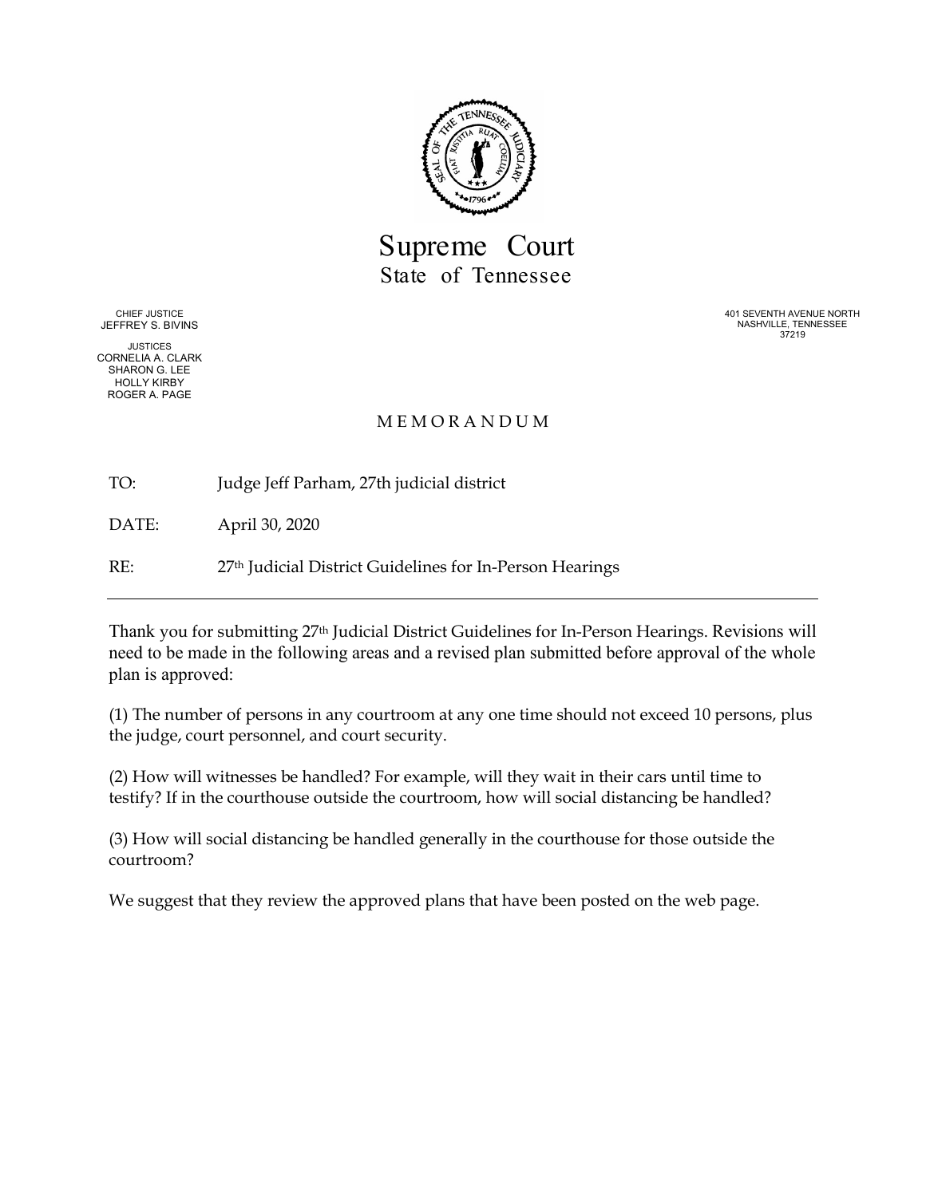# Supreme Court
## State of Tennessee

CHIEF JUSTICE
JEFFREY S. BIVINS

JUSTICES
CORNELIA A. CLARK
SHARON G. LEE
HOLLY KIRBY
ROGER A. PAGE

401 SEVENTH AVENUE NORTH
NASHVILLE, TENNESSEE
37219

MEMORANDUM

TO: Judge Jeff Parham, 27th judicial district

DATE: April 30, 2020

RE: 27th Judicial District Guidelines for In-Person Hearings

---

Thank you for submitting 27th Judicial District Guidelines for In-Person Hearings. Revisions will need to be made in the following areas and a revised plan submitted before approval of the whole plan is approved:

(1) The number of persons in any courtroom at any one time should not exceed 10 persons, plus the judge, court personnel, and court security.

(2) How will witnesses be handled? For example, will they wait in their cars until time to testify? If in the courthouse outside the courtroom, how will social distancing be handled?

(3) How will social distancing be handled generally in the courthouse for those outside the courtroom?

We suggest that they review the approved plans that have been posted on the web page.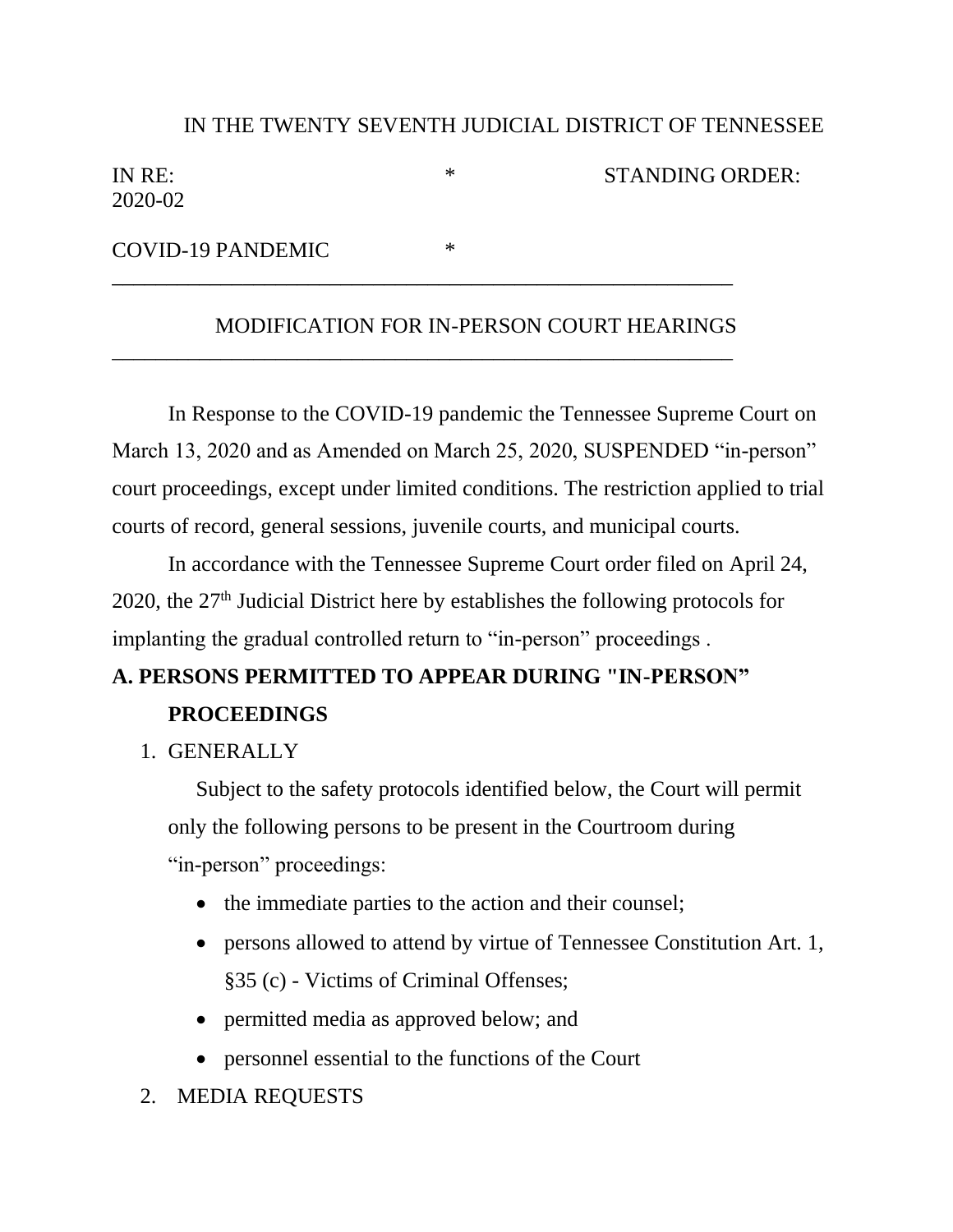IN THE TWENTY SEVENTH JUDICIAL DISTRICT OF TENNESSEE

IN RE: * STANDING ORDER: 2020-02

COVID-19 PANDEMIC *

---

MODIFICATION FOR IN-PERSON COURT HEARINGS

---

In Response to the COVID-19 pandemic the Tennessee Supreme Court on March 13, 2020 and as Amended on March 25, 2020, SUSPENDED "in-person" court proceedings, except under limited conditions. The restriction applied to trial courts of record, general sessions, juvenile courts, and municipal courts.

In accordance with the Tennessee Supreme Court order filed on April 24, 2020, the 27th Judicial District here by establishes the following protocols for implanting the gradual controlled return to "in-person" proceedings .

**A. PERSONS PERMITTED TO APPEAR DURING "IN-PERSON" PROCEEDINGS**

1. GENERALLY

   Subject to the safety protocols identified below, the Court will permit only the following persons to be present in the Courtroom during "in-person" proceedings:

   - the immediate parties to the action and their counsel;
   - persons allowed to attend by virtue of Tennessee Constitution Art. 1, §35 (c) - Victims of Criminal Offenses;
   - permitted media as approved below; and
   - personnel essential to the functions of the Court

2. MEDIA REQUESTS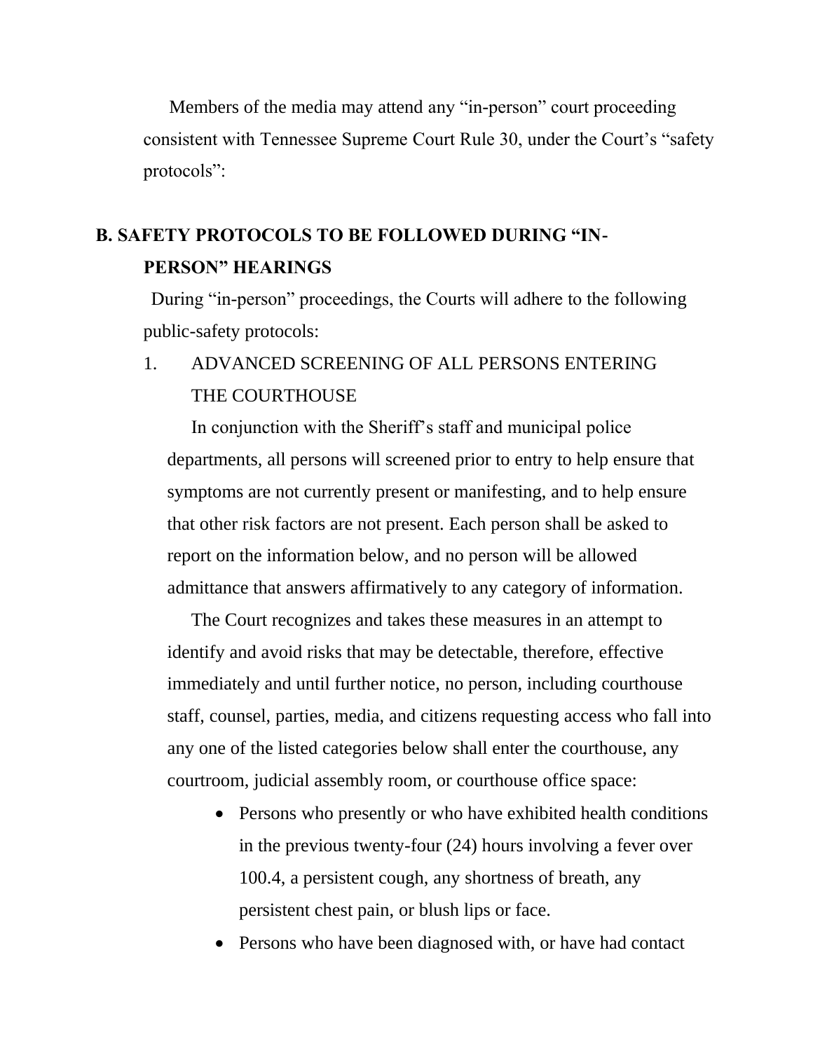Members of the media may attend any “in-person” court proceeding consistent with Tennessee Supreme Court Rule 30, under the Court’s “safety protocols”:

## B. SAFETY PROTOCOLS TO BE FOLLOWED DURING “IN-PERSON” HEARINGS

During “in-person” proceedings, the Courts will adhere to the following public-safety protocols:

1. ADVANCED SCREENING OF ALL PERSONS ENTERING THE COURTHOUSE

   In conjunction with the Sheriff’s staff and municipal police departments, all persons will screened prior to entry to help ensure that symptoms are not currently present or manifesting, and to help ensure that other risk factors are not present. Each person shall be asked to report on the information below, and no person will be allowed admittance that answers affirmatively to any category of information.

   The Court recognizes and takes these measures in an attempt to identify and avoid risks that may be detectable, therefore, effective immediately and until further notice, no person, including courthouse staff, counsel, parties, media, and citizens requesting access who fall into any one of the listed categories below shall enter the courthouse, any courtroom, judicial assembly room, or courthouse office space:

   - Persons who presently or who have exhibited health conditions in the previous twenty-four (24) hours involving a fever over 100.4, a persistent cough, any shortness of breath, any persistent chest pain, or blush lips or face.
   - Persons who have been diagnosed with, or have had contact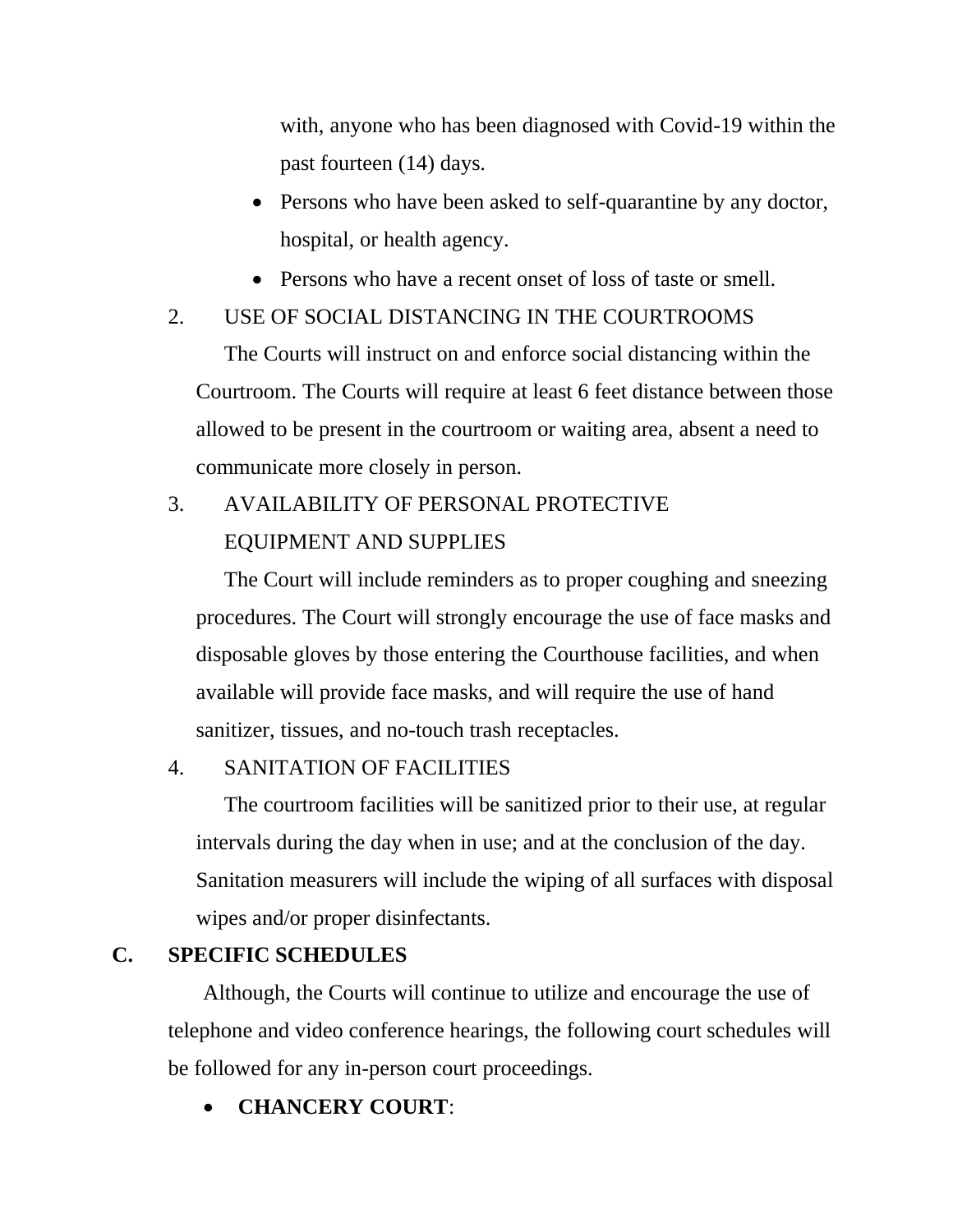with, anyone who has been diagnosed with Covid-19 within the past fourteen (14) days.

- Persons who have been asked to self-quarantine by any doctor, hospital, or health agency.
- Persons who have a recent onset of loss of taste or smell.

2. USE OF SOCIAL DISTANCING IN THE COURTROOMS

The Courts will instruct on and enforce social distancing within the Courtroom. The Courts will require at least 6 feet distance between those allowed to be present in the courtroom or waiting area, absent a need to communicate more closely in person.

3. AVAILABILITY OF PERSONAL PROTECTIVE EQUIPMENT AND SUPPLIES

The Court will include reminders as to proper coughing and sneezing procedures. The Court will strongly encourage the use of face masks and disposable gloves by those entering the Courthouse facilities, and when available will provide face masks, and will require the use of hand sanitizer, tissues, and no-touch trash receptacles.

4. SANITATION OF FACILITIES

The courtroom facilities will be sanitized prior to their use, at regular intervals during the day when in use; and at the conclusion of the day. Sanitation measurers will include the wiping of all surfaces with disposal wipes and/or proper disinfectants.

**C. SPECIFIC SCHEDULES**

Although, the Courts will continue to utilize and encourage the use of telephone and video conference hearings, the following court schedules will be followed for any in-person court proceedings.

- **CHANCERY COURT**: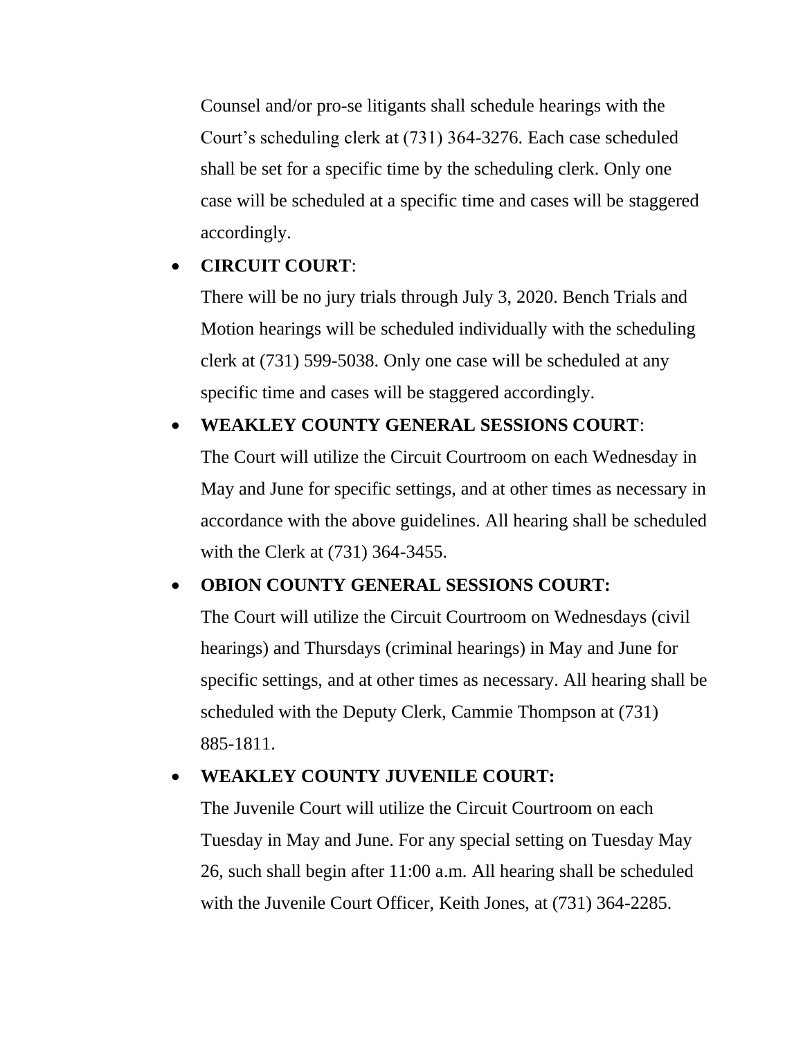Counsel and/or pro-se litigants shall schedule hearings with the Court's scheduling clerk at (731) 364-3276. Each case scheduled shall be set for a specific time by the scheduling clerk. Only one case will be scheduled at a specific time and cases will be staggered accordingly.

- **CIRCUIT COURT**:
  There will be no jury trials through July 3, 2020. Bench Trials and Motion hearings will be scheduled individually with the scheduling clerk at (731) 599-5038. Only one case will be scheduled at any specific time and cases will be staggered accordingly.

- **WEAKLEY COUNTY GENERAL SESSIONS COURT**:
  The Court will utilize the Circuit Courtroom on each Wednesday in May and June for specific settings, and at other times as necessary in accordance with the above guidelines. All hearing shall be scheduled with the Clerk at (731) 364-3455.

- **OBION COUNTY GENERAL SESSIONS COURT:**
  The Court will utilize the Circuit Courtroom on Wednesdays (civil hearings) and Thursdays (criminal hearings) in May and June for specific settings, and at other times as necessary. All hearing shall be scheduled with the Deputy Clerk, Cammie Thompson at (731) 885-1811.

- **WEAKLEY COUNTY JUVENILE COURT:**
  The Juvenile Court will utilize the Circuit Courtroom on each Tuesday in May and June. For any special setting on Tuesday May 26, such shall begin after 11:00 a.m. All hearing shall be scheduled with the Juvenile Court Officer, Keith Jones, at (731) 364-2285.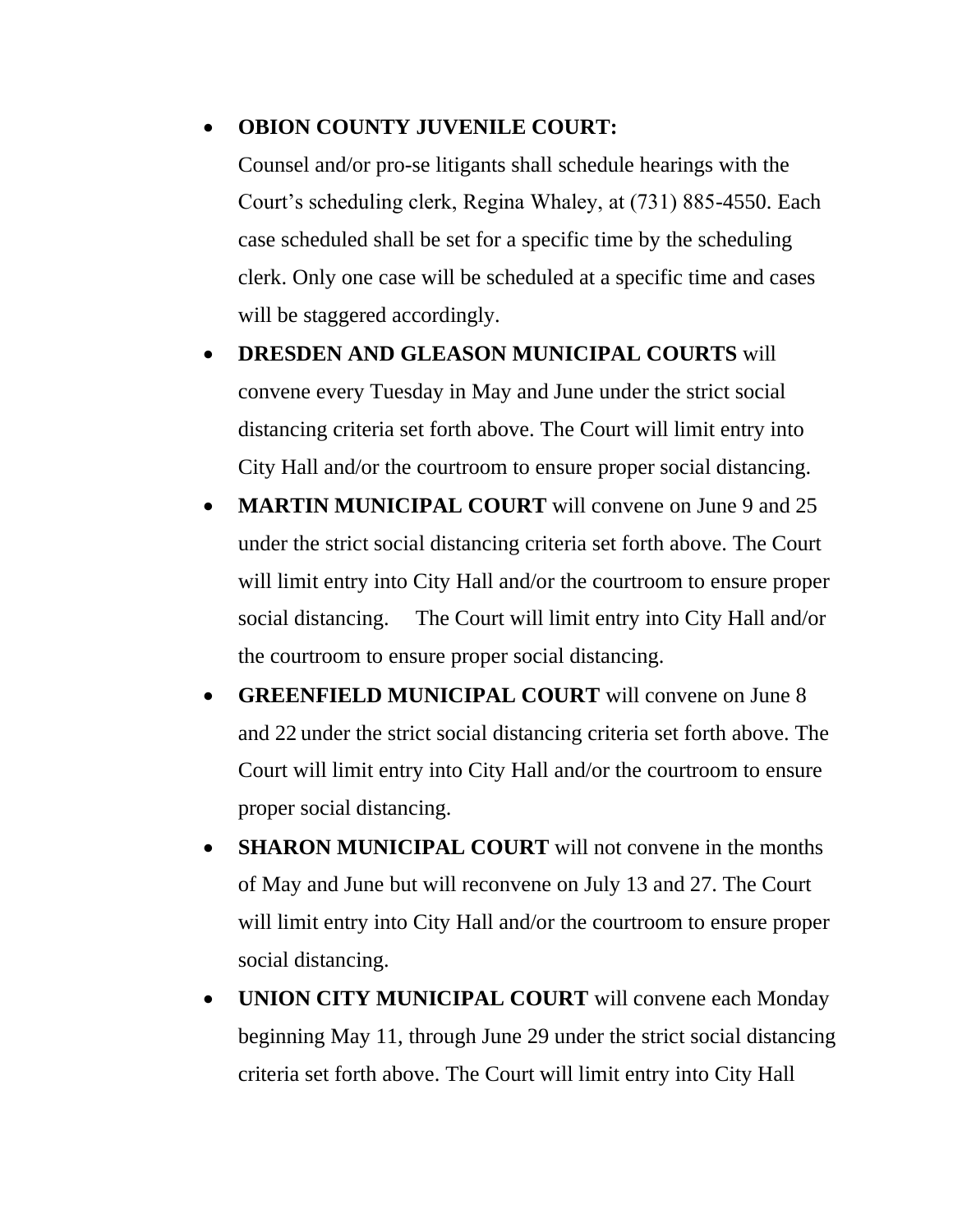- **OBION COUNTY JUVENILE COURT:**
  Counsel and/or pro-se litigants shall schedule hearings with the Court's scheduling clerk, Regina Whaley, at (731) 885-4550. Each case scheduled shall be set for a specific time by the scheduling clerk. Only one case will be scheduled at a specific time and cases will be staggered accordingly.
- **DRESDEN AND GLEASON MUNICIPAL COURTS** will convene every Tuesday in May and June under the strict social distancing criteria set forth above. The Court will limit entry into City Hall and/or the courtroom to ensure proper social distancing.
- **MARTIN MUNICIPAL COURT** will convene on June 9 and 25 under the strict social distancing criteria set forth above. The Court will limit entry into City Hall and/or the courtroom to ensure proper social distancing. The Court will limit entry into City Hall and/or the courtroom to ensure proper social distancing.
- **GREENFIELD MUNICIPAL COURT** will convene on June 8 and 22 under the strict social distancing criteria set forth above. The Court will limit entry into City Hall and/or the courtroom to ensure proper social distancing.
- **SHARON MUNICIPAL COURT** will not convene in the months of May and June but will reconvene on July 13 and 27. The Court will limit entry into City Hall and/or the courtroom to ensure proper social distancing.
- **UNION CITY MUNICIPAL COURT** will convene each Monday beginning May 11, through June 29 under the strict social distancing criteria set forth above. The Court will limit entry into City Hall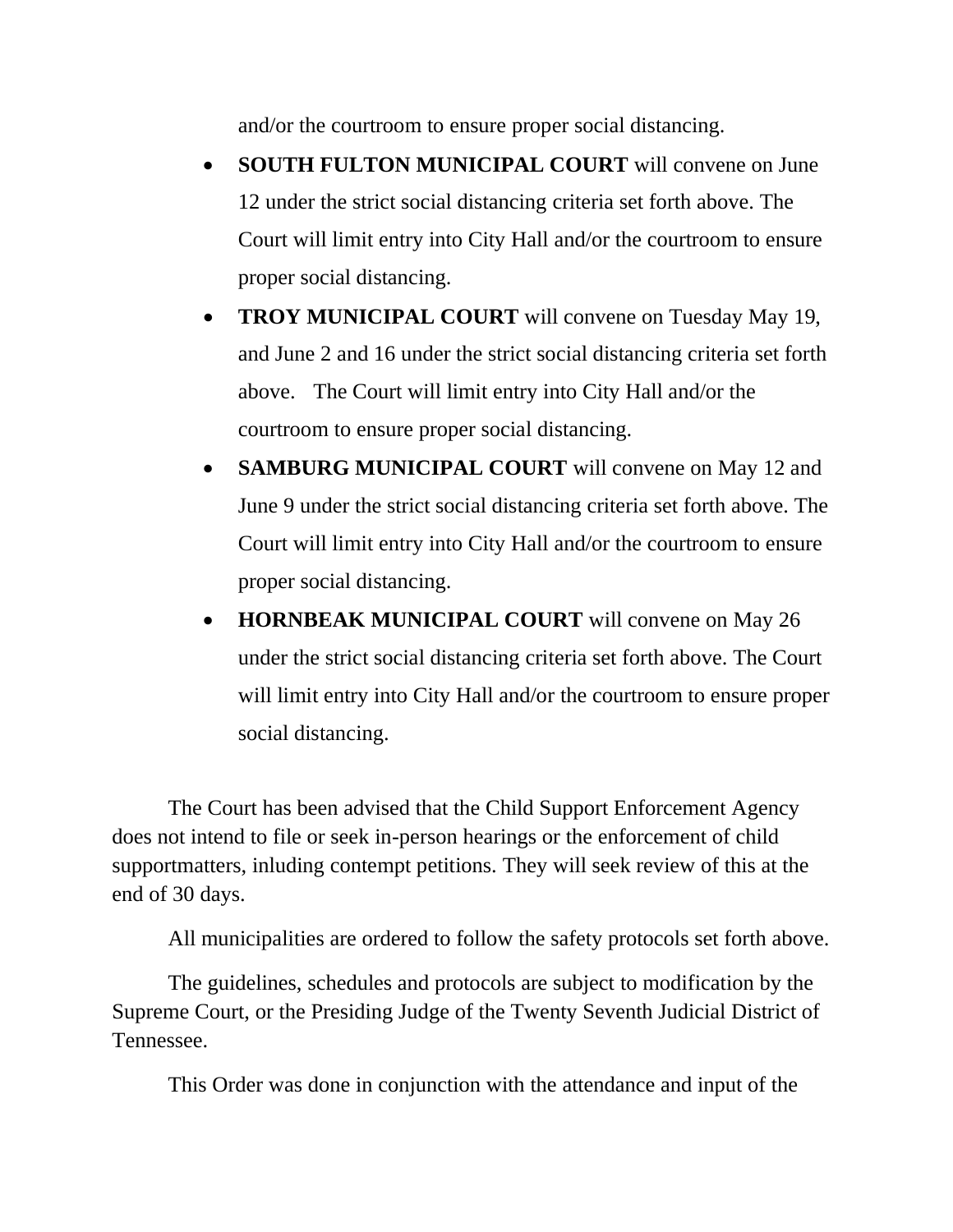and/or the courtroom to ensure proper social distancing.

- **SOUTH FULTON MUNICIPAL COURT** will convene on June 12 under the strict social distancing criteria set forth above. The Court will limit entry into City Hall and/or the courtroom to ensure proper social distancing.
- **TROY MUNICIPAL COURT** will convene on Tuesday May 19, and June 2 and 16 under the strict social distancing criteria set forth above. The Court will limit entry into City Hall and/or the courtroom to ensure proper social distancing.
- **SAMBURG MUNICIPAL COURT** will convene on May 12 and June 9 under the strict social distancing criteria set forth above. The Court will limit entry into City Hall and/or the courtroom to ensure proper social distancing.
- **HORNBEAK MUNICIPAL COURT** will convene on May 26 under the strict social distancing criteria set forth above. The Court will limit entry into City Hall and/or the courtroom to ensure proper social distancing.

The Court has been advised that the Child Support Enforcement Agency does not intend to file or seek in-person hearings or the enforcement of child supportmatters, inluding contempt petitions. They will seek review of this at the end of 30 days.

All municipalities are ordered to follow the safety protocols set forth above.

The guidelines, schedules and protocols are subject to modification by the Supreme Court, or the Presiding Judge of the Twenty Seventh Judicial District of Tennessee.

This Order was done in conjunction with the attendance and input of the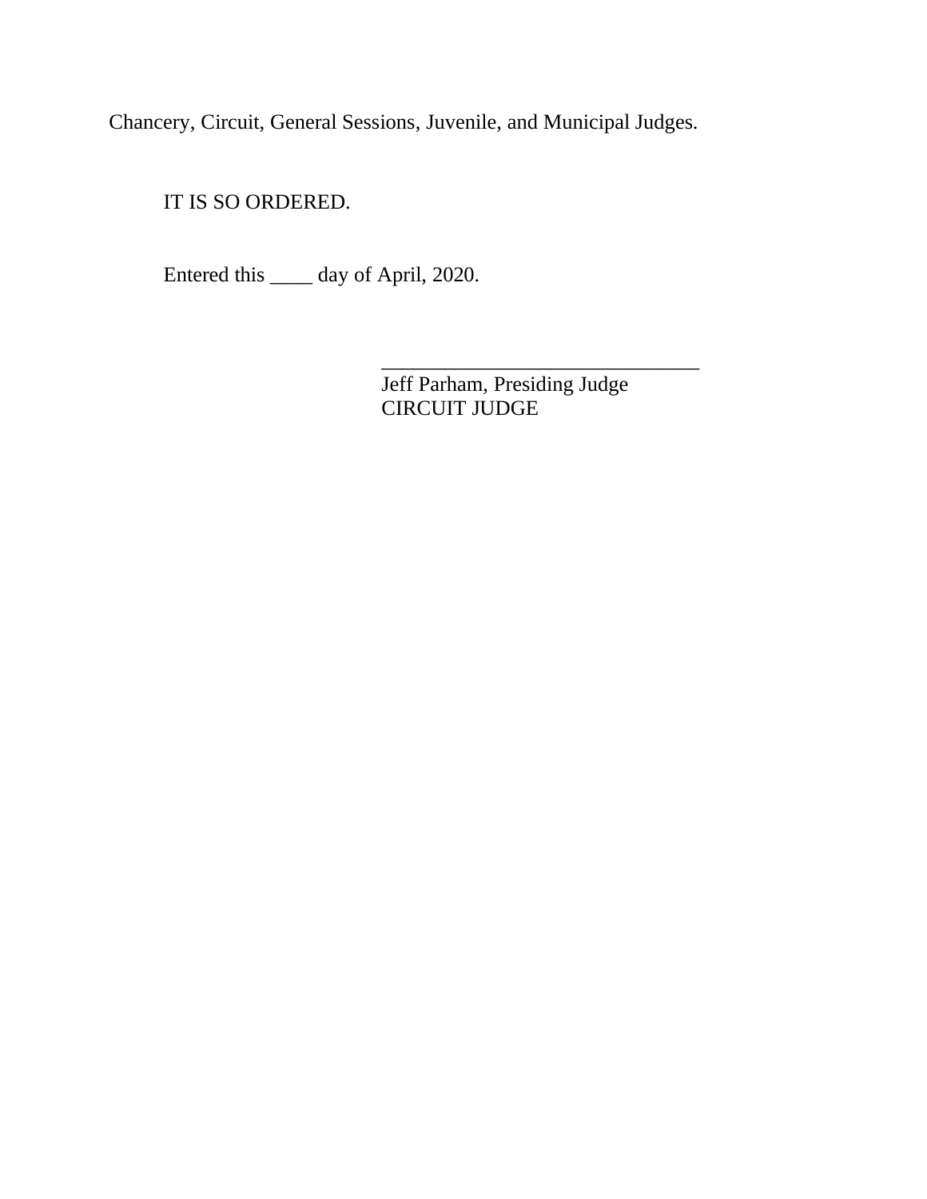Chancery, Circuit, General Sessions, Juvenile, and Municipal Judges.

IT IS SO ORDERED.

Entered this ____ day of April, 2020.

_______________________________
Jeff Parham, Presiding Judge
CIRCUIT JUDGE